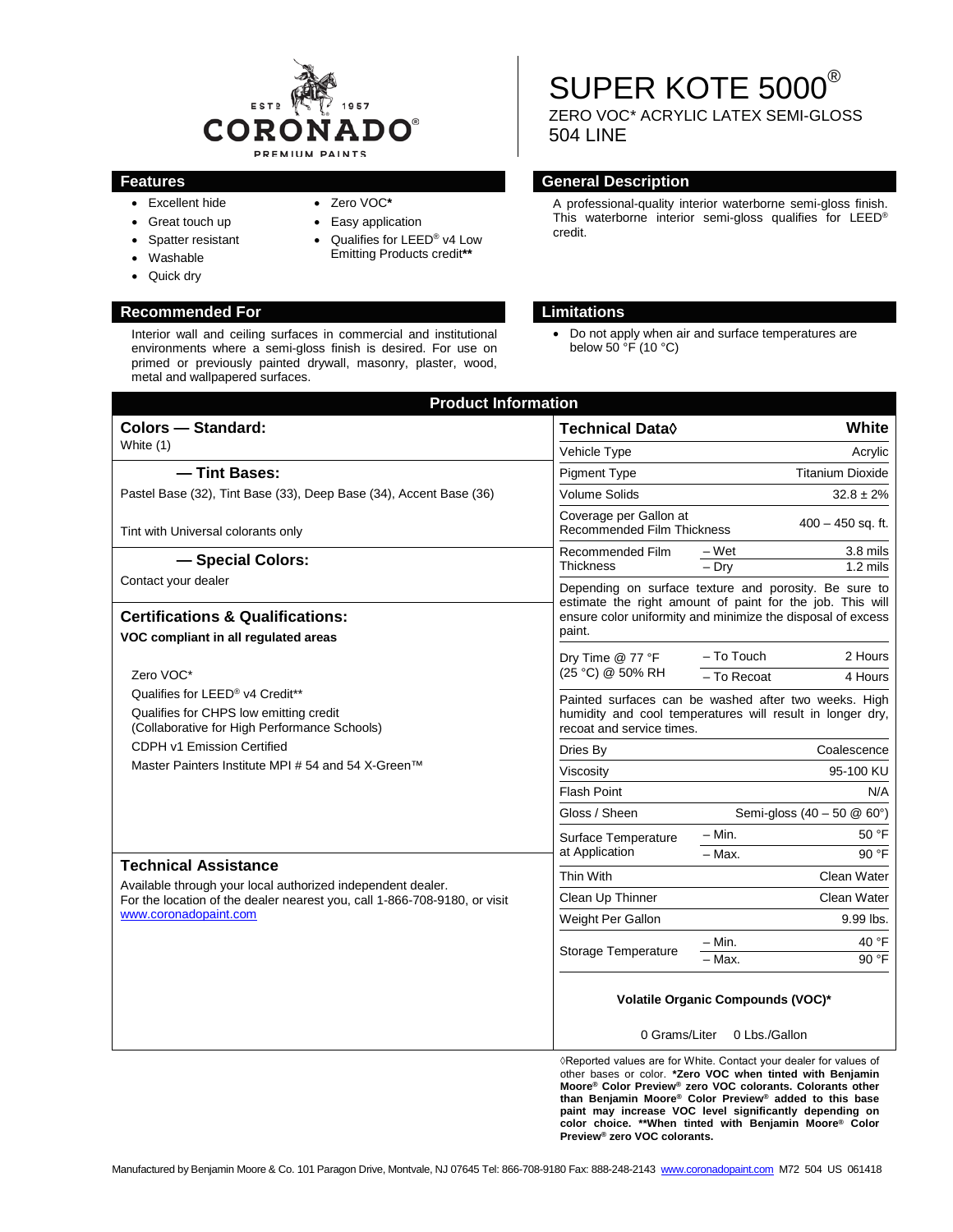CORONADO®

ESTD 1957

PREMIUM PAINTS

# SUPER KOTE 5000®

ZERO VOC* ACRYLIC LATEX SEMI-GLOSS
504 LINE

## Features

- Excellent hide
- Great touch up
- Spatter resistant
- Washable
- Quick dry
- Zero VOC*
- Easy application
- Qualifies for LEED® v4 Low Emitting Products credit**

## General Description

A professional-quality interior waterborne semi-gloss finish. This waterborne interior semi-gloss qualifies for LEED® credit.

## Recommended For

Interior wall and ceiling surfaces in commercial and institutional environments where a semi-gloss finish is desired. For use on primed or previously painted drywall, masonry, plaster, wood, metal and wallpapered surfaces.

## Limitations

- Do not apply when air and surface temperatures are below 50 °F (10 °C)

## Product Information

### Colors — Standard:

White (1)

### — Tint Bases:

Pastel Base (32), Tint Base (33), Deep Base (34), Accent Base (36)

Tint with Universal colorants only

### — Special Colors:

Contact your dealer

### Certifications & Qualifications:

**VOC compliant in all regulated areas**

Zero VOC*

Qualifies for LEED® v4 Credit**

Qualifies for CHPS low emitting credit
(Collaborative for High Performance Schools)

CDPH v1 Emission Certified

Master Painters Institute MPI # 54 and 54 X-Green™

### Technical Assistance

Available through your local authorized independent dealer.
For the location of the dealer nearest you, call 1-866-708-9180, or visit www.coronadopaint.com

| Technical Data◊ | | White |
|---|---|---|
| Vehicle Type | | Acrylic |
| Pigment Type | | Titanium Dioxide |
| Volume Solids | | 32.8 ± 2% |
| Coverage per Gallon at Recommended Film Thickness | | 400 – 450 sq. ft. |
| Recommended Film Thickness | – Wet | 3.8 mils |
| | – Dry | 1.2 mils |
| Depending on surface texture and porosity. Be sure to estimate the right amount of paint for the job. This will ensure color uniformity and minimize the disposal of excess paint. | | |
| Dry Time @ 77 °F (25 °C) @ 50% RH | – To Touch | 2 Hours |
| | – To Recoat | 4 Hours |
| Painted surfaces can be washed after two weeks. High humidity and cool temperatures will result in longer dry, recoat and service times. | | |
| Dries By | | Coalescence |
| Viscosity | | 95-100 KU |
| Flash Point | | N/A |
| Gloss / Sheen | | Semi-gloss (40 – 50 @ 60°) |
| Surface Temperature at Application | – Min. | 50 °F |
| | – Max. | 90 °F |
| Thin With | | Clean Water |
| Clean Up Thinner | | Clean Water |
| Weight Per Gallon | | 9.99 lbs. |
| Storage Temperature | – Min. | 40 °F |
| | – Max. | 90 °F |

**Volatile Organic Compounds (VOC)***

0 Grams/Liter 0 Lbs./Gallon

◊Reported values are for White. Contact your dealer for values of other bases or color. **\*Zero VOC when tinted with Benjamin Moore® Color Preview® zero VOC colorants. Colorants other than Benjamin Moore® Color Preview® added to this base paint may increase VOC level significantly depending on color choice. \*\*When tinted with Benjamin Moore® Color Preview® zero VOC colorants.**

Manufactured by Benjamin Moore & Co. 101 Paragon Drive, Montvale, NJ 07645 Tel: 866-708-9180 Fax: 888-248-2143 www.coronadopaint.com M72 504 US 061418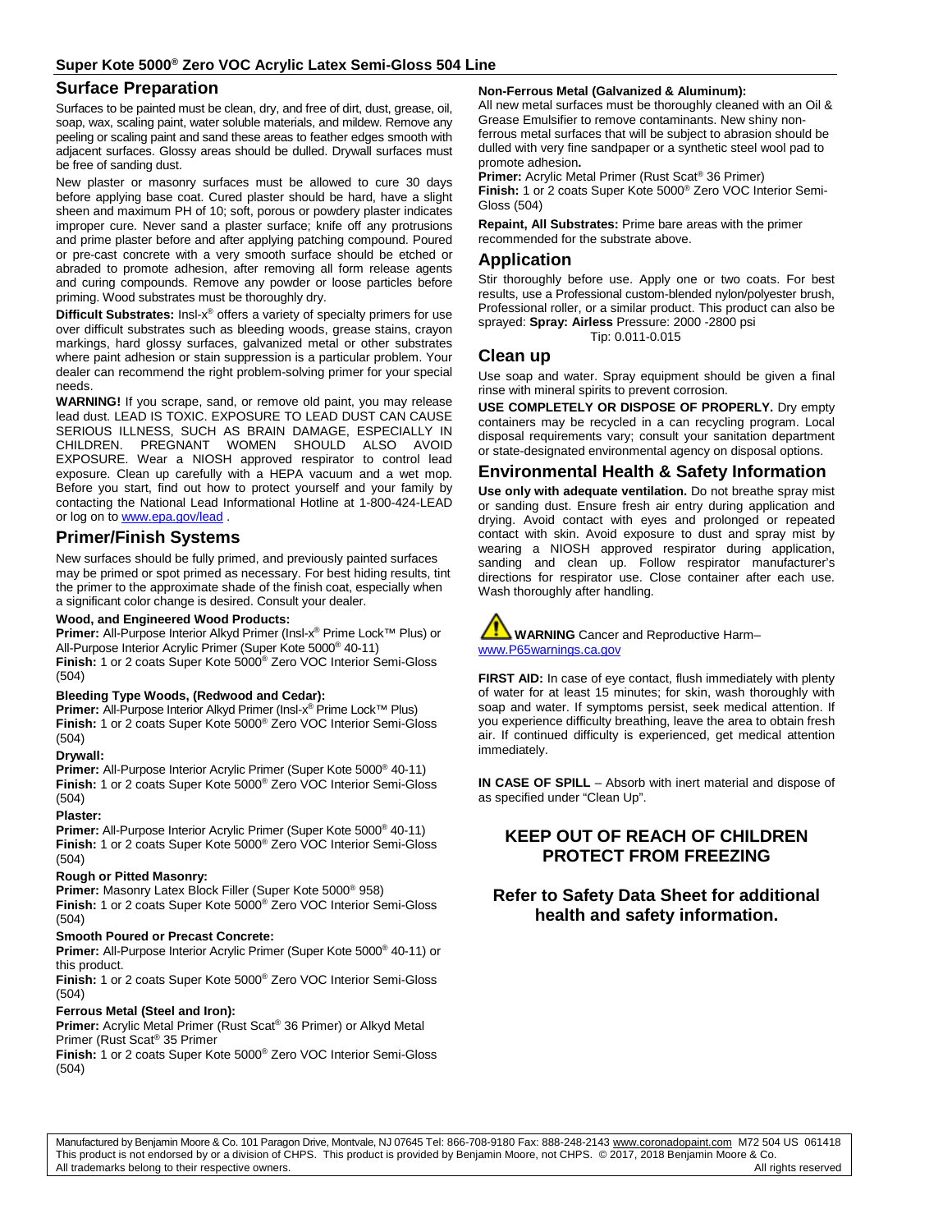# Super Kote 5000® Zero VOC Acrylic Latex Semi-Gloss 504 Line

## Surface Preparation

Surfaces to be painted must be clean, dry, and free of dirt, dust, grease, oil, soap, wax, scaling paint, water soluble materials, and mildew. Remove any peeling or scaling paint and sand these areas to feather edges smooth with adjacent surfaces. Glossy areas should be dulled. Drywall surfaces must be free of sanding dust.

New plaster or masonry surfaces must be allowed to cure 30 days before applying base coat. Cured plaster should be hard, have a slight sheen and maximum PH of 10; soft, porous or powdery plaster indicates improper cure. Never sand a plaster surface; knife off any protrusions and prime plaster before and after applying patching compound. Poured or pre-cast concrete with a very smooth surface should be etched or abraded to promote adhesion, after removing all form release agents and curing compounds. Remove any powder or loose particles before priming. Wood substrates must be thoroughly dry.

**Difficult Substrates:** Insl-x® offers a variety of specialty primers for use over difficult substrates such as bleeding woods, grease stains, crayon markings, hard glossy surfaces, galvanized metal or other substrates where paint adhesion or stain suppression is a particular problem. Your dealer can recommend the right problem-solving primer for your special needs.

**WARNING!** If you scrape, sand, or remove old paint, you may release lead dust. LEAD IS TOXIC. EXPOSURE TO LEAD DUST CAN CAUSE SERIOUS ILLNESS, SUCH AS BRAIN DAMAGE, ESPECIALLY IN CHILDREN. PREGNANT WOMEN SHOULD ALSO AVOID EXPOSURE. Wear a NIOSH approved respirator to control lead exposure. Clean up carefully with a HEPA vacuum and a wet mop. Before you start, find out how to protect yourself and your family by contacting the National Lead Informational Hotline at 1-800-424-LEAD or log on to www.epa.gov/lead .

## Primer/Finish Systems

New surfaces should be fully primed, and previously painted surfaces may be primed or spot primed as necessary. For best hiding results, tint the primer to the approximate shade of the finish coat, especially when a significant color change is desired. Consult your dealer.

**Wood, and Engineered Wood Products:**
**Primer:** All-Purpose Interior Alkyd Primer (Insl-x® Prime Lock™ Plus) or All-Purpose Interior Acrylic Primer (Super Kote 5000® 40-11)
**Finish:** 1 or 2 coats Super Kote 5000® Zero VOC Interior Semi-Gloss (504)

**Bleeding Type Woods, (Redwood and Cedar):**
**Primer:** All-Purpose Interior Alkyd Primer (Insl-x® Prime Lock™ Plus)
**Finish:** 1 or 2 coats Super Kote 5000® Zero VOC Interior Semi-Gloss (504)

**Drywall:**
**Primer:** All-Purpose Interior Acrylic Primer (Super Kote 5000® 40-11)
**Finish:** 1 or 2 coats Super Kote 5000® Zero VOC Interior Semi-Gloss (504)

**Plaster:**
**Primer:** All-Purpose Interior Acrylic Primer (Super Kote 5000® 40-11)
**Finish:** 1 or 2 coats Super Kote 5000® Zero VOC Interior Semi-Gloss (504)

**Rough or Pitted Masonry:**
**Primer:** Masonry Latex Block Filler (Super Kote 5000® 958)
**Finish:** 1 or 2 coats Super Kote 5000® Zero VOC Interior Semi-Gloss (504)

**Smooth Poured or Precast Concrete:**
**Primer:** All-Purpose Interior Acrylic Primer (Super Kote 5000® 40-11) or this product.
**Finish:** 1 or 2 coats Super Kote 5000® Zero VOC Interior Semi-Gloss (504)

**Ferrous Metal (Steel and Iron):**
**Primer:** Acrylic Metal Primer (Rust Scat® 36 Primer) or Alkyd Metal Primer (Rust Scat® 35 Primer
**Finish:** 1 or 2 coats Super Kote 5000® Zero VOC Interior Semi-Gloss (504)

**Non-Ferrous Metal (Galvanized & Aluminum):**
All new metal surfaces must be thoroughly cleaned with an Oil & Grease Emulsifier to remove contaminants. New shiny non-ferrous metal surfaces that will be subject to abrasion should be dulled with very fine sandpaper or a synthetic steel wool pad to promote adhesion**.**
**Primer:** Acrylic Metal Primer (Rust Scat® 36 Primer)
**Finish:** 1 or 2 coats Super Kote 5000® Zero VOC Interior Semi-Gloss (504)

**Repaint, All Substrates:** Prime bare areas with the primer recommended for the substrate above.

## Application

Stir thoroughly before use. Apply one or two coats. For best results, use a Professional custom-blended nylon/polyester brush, Professional roller, or a similar product. This product can also be sprayed: **Spray: Airless** Pressure: 2000 -2800 psi
Tip: 0.011-0.015

## Clean up

Use soap and water. Spray equipment should be given a final rinse with mineral spirits to prevent corrosion.

**USE COMPLETELY OR DISPOSE OF PROPERLY.** Dry empty containers may be recycled in a can recycling program. Local disposal requirements vary; consult your sanitation department or state-designated environmental agency on disposal options.

## Environmental Health & Safety Information

**Use only with adequate ventilation.** Do not breathe spray mist or sanding dust. Ensure fresh air entry during application and drying. Avoid contact with eyes and prolonged or repeated contact with skin. Avoid exposure to dust and spray mist by wearing a NIOSH approved respirator during application, sanding and clean up. Follow respirator manufacturer's directions for respirator use. Close container after each use. Wash thoroughly after handling.

**WARNING** Cancer and Reproductive Harm– www.P65warnings.ca.gov

**FIRST AID:** In case of eye contact, flush immediately with plenty of water for at least 15 minutes; for skin, wash thoroughly with soap and water. If symptoms persist, seek medical attention. If you experience difficulty breathing, leave the area to obtain fresh air. If continued difficulty is experienced, get medical attention immediately.

**IN CASE OF SPILL** – Absorb with inert material and dispose of as specified under "Clean Up".

**KEEP OUT OF REACH OF CHILDREN**
**PROTECT FROM FREEZING**

**Refer to Safety Data Sheet for additional health and safety information.**

Manufactured by Benjamin Moore & Co. 101 Paragon Drive, Montvale, NJ 07645 Tel: 866-708-9180 Fax: 888-248-2143 www.coronadopaint.com M72 504 US 061418
This product is not endorsed by or a division of CHPS. This product is provided by Benjamin Moore, not CHPS. © 2017, 2018 Benjamin Moore & Co.
All trademarks belong to their respective owners. All rights reserved